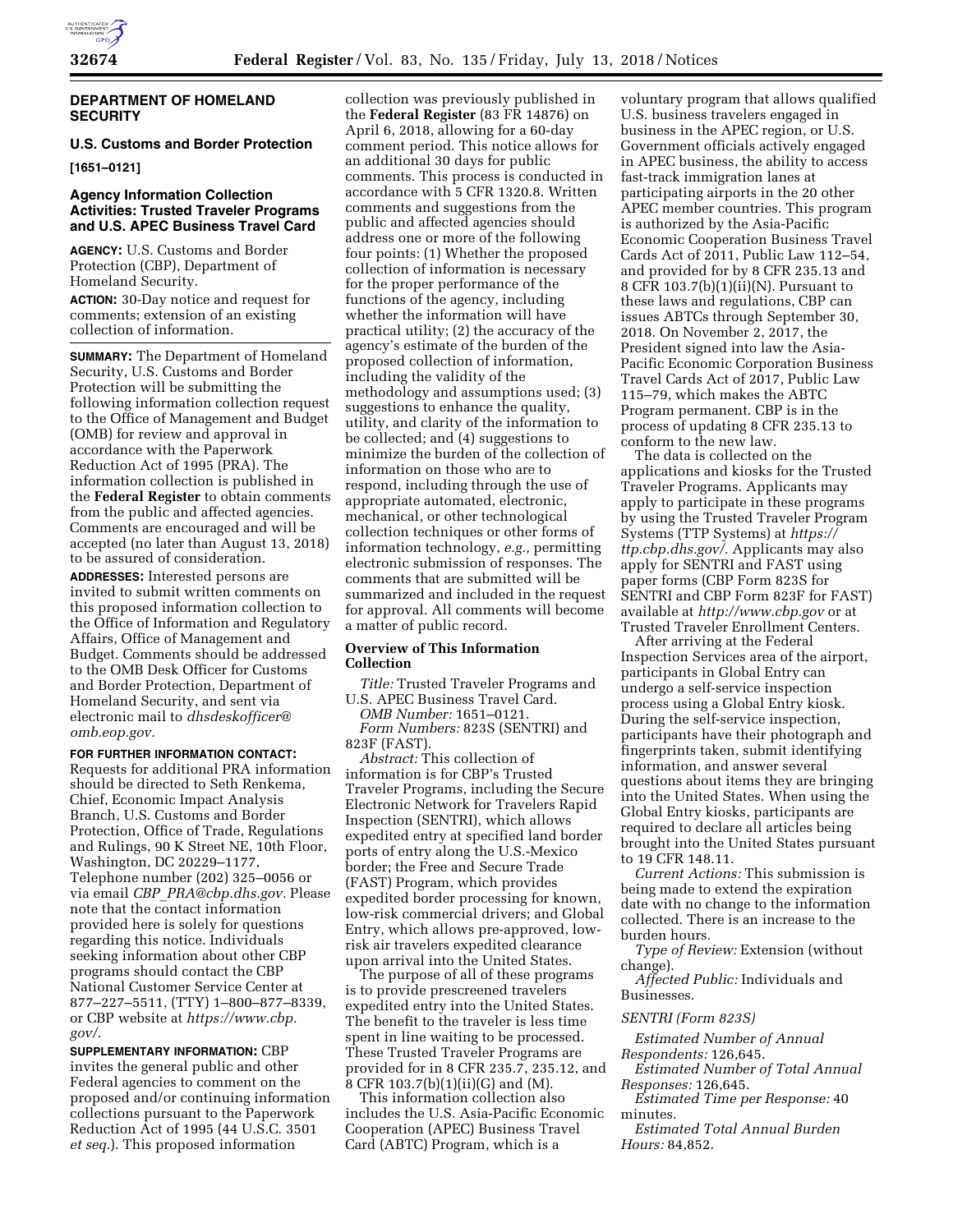## DEPARTMENT OF HOMELAND SECURITY

### U.S. Customs and Border Protection

**[1651–0121]**

### Agency Information Collection Activities: Trusted Traveler Programs and U.S. APEC Business Travel Card

**AGENCY:** U.S. Customs and Border Protection (CBP), Department of Homeland Security.

**ACTION:** 30-Day notice and request for comments; extension of an existing collection of information.

**SUMMARY:** The Department of Homeland Security, U.S. Customs and Border Protection will be submitting the following information collection request to the Office of Management and Budget (OMB) for review and approval in accordance with the Paperwork Reduction Act of 1995 (PRA). The information collection is published in the **Federal Register** to obtain comments from the public and affected agencies. Comments are encouraged and will be accepted (no later than August 13, 2018) to be assured of consideration.

**ADDRESSES:** Interested persons are invited to submit written comments on this proposed information collection to the Office of Information and Regulatory Affairs, Office of Management and Budget. Comments should be addressed to the OMB Desk Officer for Customs and Border Protection, Department of Homeland Security, and sent via electronic mail to *dhsdeskofficer@omb.eop.gov.*

**FOR FURTHER INFORMATION CONTACT:** Requests for additional PRA information should be directed to Seth Renkema, Chief, Economic Impact Analysis Branch, U.S. Customs and Border Protection, Office of Trade, Regulations and Rulings, 90 K Street NE, 10th Floor, Washington, DC 20229–1177, Telephone number (202) 325–0056 or via email *CBP_PRA@cbp.dhs.gov.* Please note that the contact information provided here is solely for questions regarding this notice. Individuals seeking information about other CBP programs should contact the CBP National Customer Service Center at 877–227–5511, (TTY) 1–800–877–8339, or CBP website at *https://www.cbp.gov/.*

**SUPPLEMENTARY INFORMATION:** CBP invites the general public and other Federal agencies to comment on the proposed and/or continuing information collections pursuant to the Paperwork Reduction Act of 1995 (44 U.S.C. 3501 *et seq.*). This proposed information collection was previously published in the **Federal Register** (83 FR 14876) on April 6, 2018, allowing for a 60-day comment period. This notice allows for an additional 30 days for public comments. This process is conducted in accordance with 5 CFR 1320.8. Written comments and suggestions from the public and affected agencies should address one or more of the following four points: (1) Whether the proposed collection of information is necessary for the proper performance of the functions of the agency, including whether the information will have practical utility; (2) the accuracy of the agency's estimate of the burden of the proposed collection of information, including the validity of the methodology and assumptions used; (3) suggestions to enhance the quality, utility, and clarity of the information to be collected; and (4) suggestions to minimize the burden of the collection of information on those who are to respond, including through the use of appropriate automated, electronic, mechanical, or other technological collection techniques or other forms of information technology, *e.g.,* permitting electronic submission of responses. The comments that are submitted will be summarized and included in the request for approval. All comments will become a matter of public record.

### Overview of This Information Collection

*Title:* Trusted Traveler Programs and U.S. APEC Business Travel Card.

*OMB Number:* 1651–0121.

*Form Numbers:* 823S (SENTRI) and 823F (FAST).

*Abstract:* This collection of information is for CBP's Trusted Traveler Programs, including the Secure Electronic Network for Travelers Rapid Inspection (SENTRI), which allows expedited entry at specified land border ports of entry along the U.S.-Mexico border; the Free and Secure Trade (FAST) Program, which provides expedited border processing for known, low-risk commercial drivers; and Global Entry, which allows pre-approved, low-risk air travelers expedited clearance upon arrival into the United States.

The purpose of all of these programs is to provide prescreened travelers expedited entry into the United States. The benefit to the traveler is less time spent in line waiting to be processed. These Trusted Traveler Programs are provided for in 8 CFR 235.7, 235.12, and 8 CFR 103.7(b)(1)(ii)(G) and (M).

This information collection also includes the U.S. Asia-Pacific Economic Cooperation (APEC) Business Travel Card (ABTC) Program, which is a voluntary program that allows qualified U.S. business travelers engaged in business in the APEC region, or U.S. Government officials actively engaged in APEC business, the ability to access fast-track immigration lanes at participating airports in the 20 other APEC member countries. This program is authorized by the Asia-Pacific Economic Cooperation Business Travel Cards Act of 2011, Public Law 112–54, and provided for by 8 CFR 235.13 and 8 CFR 103.7(b)(1)(ii)(N). Pursuant to these laws and regulations, CBP can issues ABTCs through September 30, 2018. On November 2, 2017, the President signed into law the Asia-Pacific Economic Corporation Business Travel Cards Act of 2017, Public Law 115–79, which makes the ABTC Program permanent. CBP is in the process of updating 8 CFR 235.13 to conform to the new law.

The data is collected on the applications and kiosks for the Trusted Traveler Programs. Applicants may apply to participate in these programs by using the Trusted Traveler Program Systems (TTP Systems) at *https://ttp.cbp.dhs.gov/.* Applicants may also apply for SENTRI and FAST using paper forms (CBP Form 823S for SENTRI and CBP Form 823F for FAST) available at *http://www.cbp.gov* or at Trusted Traveler Enrollment Centers.

After arriving at the Federal Inspection Services area of the airport, participants in Global Entry can undergo a self-service inspection process using a Global Entry kiosk. During the self-service inspection, participants have their photograph and fingerprints taken, submit identifying information, and answer several questions about items they are bringing into the United States. When using the Global Entry kiosks, participants are required to declare all articles being brought into the United States pursuant to 19 CFR 148.11.

*Current Actions:* This submission is being made to extend the expiration date with no change to the information collected. There is an increase to the burden hours.

*Type of Review:* Extension (without change).

*Affected Public:* Individuals and Businesses.

*SENTRI (Form 823S)*

*Estimated Number of Annual Respondents:* 126,645.

*Estimated Number of Total Annual Responses:* 126,645.

*Estimated Time per Response:* 40 minutes.

*Estimated Total Annual Burden Hours:* 84,852.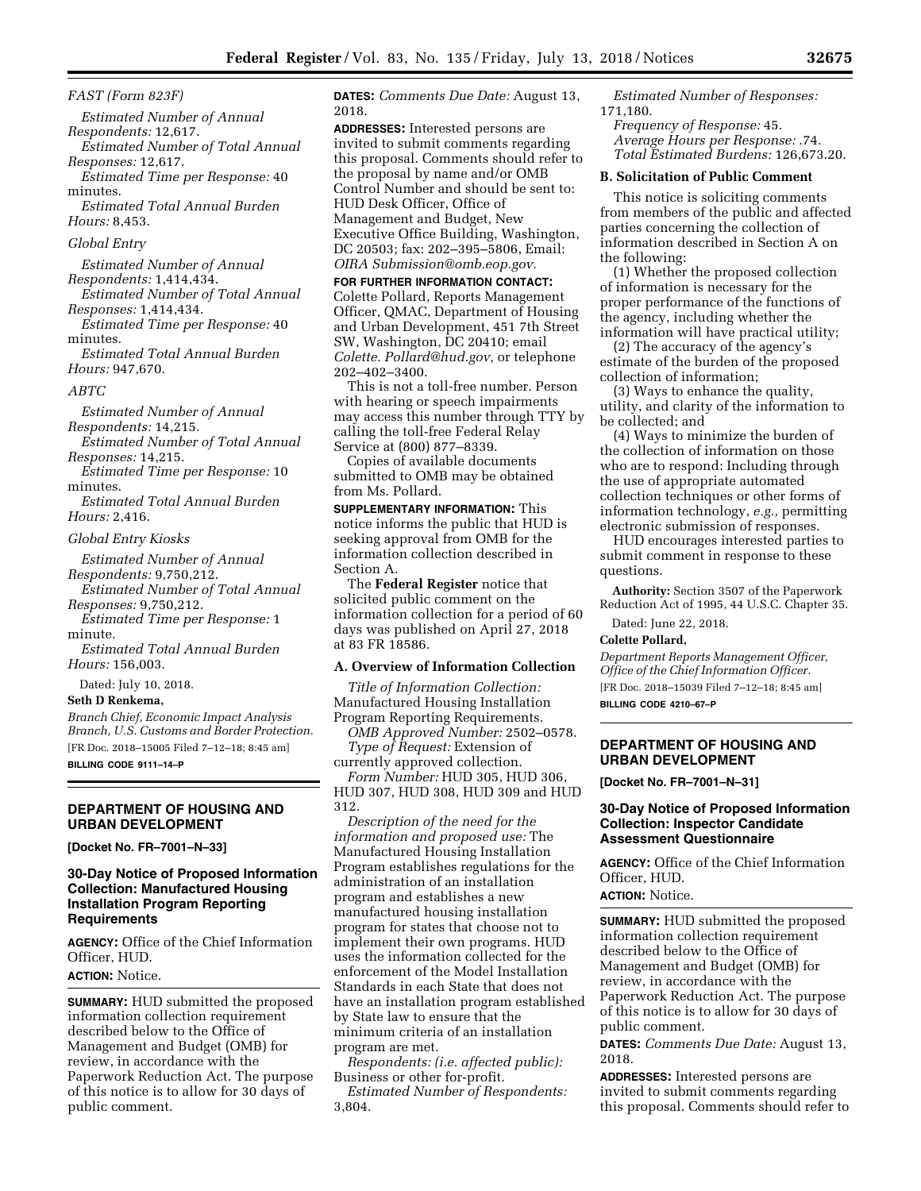*FAST (Form 823F)*

*Estimated Number of Annual Respondents:* 12,617.

*Estimated Number of Total Annual Responses:* 12,617.

*Estimated Time per Response:* 40 minutes.

*Estimated Total Annual Burden Hours:* 8,453.

*Global Entry*

*Estimated Number of Annual Respondents:* 1,414,434.

*Estimated Number of Total Annual Responses:* 1,414,434.

*Estimated Time per Response:* 40 minutes.

*Estimated Total Annual Burden Hours:* 947,670.

*ABTC*

*Estimated Number of Annual Respondents:* 14,215.

*Estimated Number of Total Annual Responses:* 14,215.

*Estimated Time per Response:* 10 minutes.

*Estimated Total Annual Burden Hours:* 2,416.

*Global Entry Kiosks*

*Estimated Number of Annual Respondents:* 9,750,212.

*Estimated Number of Total Annual Responses:* 9,750,212.

*Estimated Time per Response:* 1 minute.

*Estimated Total Annual Burden Hours:* 156,003.

Dated: July 10, 2018.

**Seth D Renkema,**

*Branch Chief, Economic Impact Analysis Branch, U.S. Customs and Border Protection.*

[FR Doc. 2018–15005 Filed 7–12–18; 8:45 am]

**BILLING CODE 9111–14–P**

## DEPARTMENT OF HOUSING AND URBAN DEVELOPMENT

**[Docket No. FR–7001–N–33]**

### 30-Day Notice of Proposed Information Collection: Manufactured Housing Installation Program Reporting Requirements

**AGENCY:** Office of the Chief Information Officer, HUD.

**ACTION:** Notice.

**SUMMARY:** HUD submitted the proposed information collection requirement described below to the Office of Management and Budget (OMB) for review, in accordance with the Paperwork Reduction Act. The purpose of this notice is to allow for 30 days of public comment.

**DATES:** *Comments Due Date:* August 13, 2018.

**ADDRESSES:** Interested persons are invited to submit comments regarding this proposal. Comments should refer to the proposal by name and/or OMB Control Number and should be sent to: HUD Desk Officer, Office of Management and Budget, New Executive Office Building, Washington, DC 20503; fax: 202–395–5806, Email: *OIRA Submission@omb.eop.gov.*

**FOR FURTHER INFORMATION CONTACT:** Colette Pollard, Reports Management Officer, QMAC, Department of Housing and Urban Development, 451 7th Street SW, Washington, DC 20410; email *Colette. Pollard@hud.gov,* or telephone 202–402–3400.

This is not a toll-free number. Person with hearing or speech impairments may access this number through TTY by calling the toll-free Federal Relay Service at (800) 877–8339.

Copies of available documents submitted to OMB may be obtained from Ms. Pollard.

**SUPPLEMENTARY INFORMATION:** This notice informs the public that HUD is seeking approval from OMB for the information collection described in Section A.

The **Federal Register** notice that solicited public comment on the information collection for a period of 60 days was published on April 27, 2018 at 83 FR 18586.

#### A. Overview of Information Collection

*Title of Information Collection:* Manufactured Housing Installation Program Reporting Requirements.

*OMB Approved Number:* 2502–0578.

*Type of Request:* Extension of currently approved collection.

*Form Number:* HUD 305, HUD 306, HUD 307, HUD 308, HUD 309 and HUD 312.

*Description of the need for the information and proposed use:* The Manufactured Housing Installation Program establishes regulations for the administration of an installation program and establishes a new manufactured housing installation program for states that choose not to implement their own programs. HUD uses the information collected for the enforcement of the Model Installation Standards in each State that does not have an installation program established by State law to ensure that the minimum criteria of an installation program are met.

*Respondents: (i.e. affected public):* Business or other for-profit.

*Estimated Number of Respondents:* 3,804.

*Estimated Number of Responses:* 171,180.

*Frequency of Response:* 45.

*Average Hours per Response:* .74.

*Total Estimated Burdens:* 126,673.20.

#### B. Solicitation of Public Comment

This notice is soliciting comments from members of the public and affected parties concerning the collection of information described in Section A on the following:

(1) Whether the proposed collection of information is necessary for the proper performance of the functions of the agency, including whether the information will have practical utility;

(2) The accuracy of the agency's estimate of the burden of the proposed collection of information;

(3) Ways to enhance the quality, utility, and clarity of the information to be collected; and

(4) Ways to minimize the burden of the collection of information on those who are to respond: Including through the use of appropriate automated collection techniques or other forms of information technology, *e.g.,* permitting electronic submission of responses.

HUD encourages interested parties to submit comment in response to these questions.

**Authority:** Section 3507 of the Paperwork Reduction Act of 1995, 44 U.S.C. Chapter 35.

Dated: June 22, 2018.

**Colette Pollard,**

*Department Reports Management Officer, Office of the Chief Information Officer.*

[FR Doc. 2018–15039 Filed 7–12–18; 8:45 am]

**BILLING CODE 4210–67–P**

## DEPARTMENT OF HOUSING AND URBAN DEVELOPMENT

**[Docket No. FR–7001–N–31]**

### 30-Day Notice of Proposed Information Collection: Inspector Candidate Assessment Questionnaire

**AGENCY:** Office of the Chief Information Officer, HUD.

**ACTION:** Notice.

**SUMMARY:** HUD submitted the proposed information collection requirement described below to the Office of Management and Budget (OMB) for review, in accordance with the Paperwork Reduction Act. The purpose of this notice is to allow for 30 days of public comment.

**DATES:** *Comments Due Date:* August 13, 2018.

**ADDRESSES:** Interested persons are invited to submit comments regarding this proposal. Comments should refer to